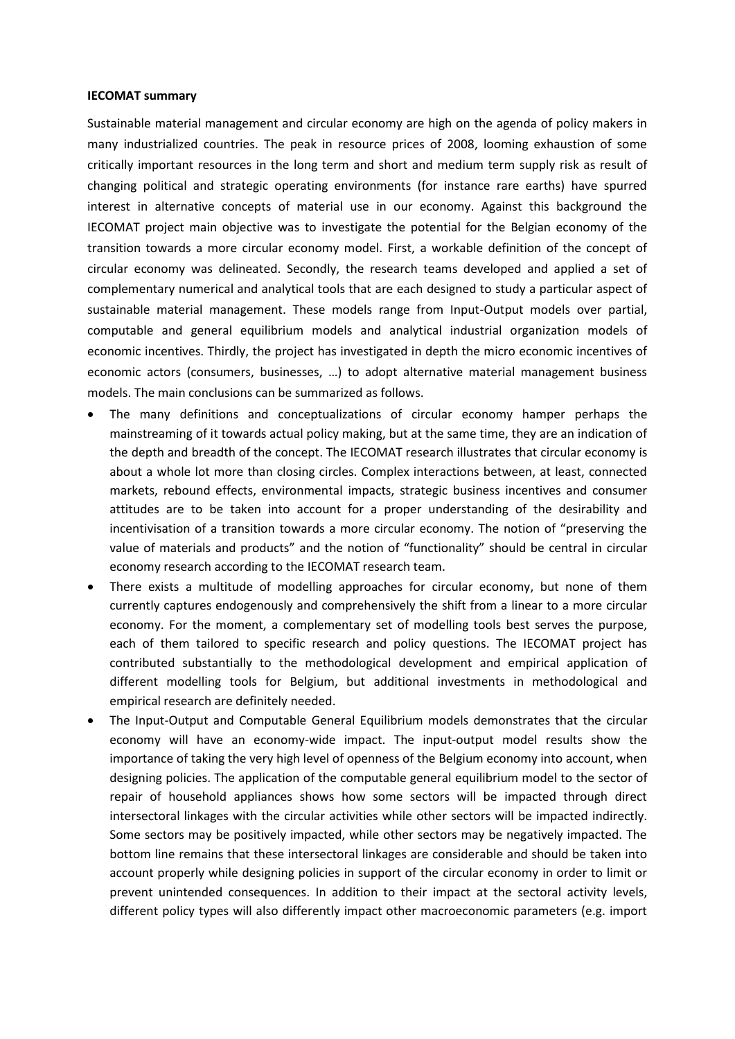**IECOMAT summary**

Sustainable material management and circular economy are high on the agenda of policy makers in many industrialized countries. The peak in resource prices of 2008, looming exhaustion of some critically important resources in the long term and short and medium term supply risk as result of changing political and strategic operating environments (for instance rare earths) have spurred interest in alternative concepts of material use in our economy. Against this background the IECOMAT project main objective was to investigate the potential for the Belgian economy of the transition towards a more circular economy model. First, a workable definition of the concept of circular economy was delineated. Secondly, the research teams developed and applied a set of complementary numerical and analytical tools that are each designed to study a particular aspect of sustainable material management. These models range from Input-Output models over partial, computable and general equilibrium models and analytical industrial organization models of economic incentives. Thirdly, the project has investigated in depth the micro economic incentives of economic actors (consumers, businesses, …) to adopt alternative material management business models. The main conclusions can be summarized as follows.

- The many definitions and conceptualizations of circular economy hamper perhaps the mainstreaming of it towards actual policy making, but at the same time, they are an indication of the depth and breadth of the concept. The IECOMAT research illustrates that circular economy is about a whole lot more than closing circles. Complex interactions between, at least, connected markets, rebound effects, environmental impacts, strategic business incentives and consumer attitudes are to be taken into account for a proper understanding of the desirability and incentivisation of a transition towards a more circular economy. The notion of "preserving the value of materials and products" and the notion of "functionality" should be central in circular economy research according to the IECOMAT research team.
- There exists a multitude of modelling approaches for circular economy, but none of them currently captures endogenously and comprehensively the shift from a linear to a more circular economy. For the moment, a complementary set of modelling tools best serves the purpose, each of them tailored to specific research and policy questions. The IECOMAT project has contributed substantially to the methodological development and empirical application of different modelling tools for Belgium, but additional investments in methodological and empirical research are definitely needed.
- The Input-Output and Computable General Equilibrium models demonstrates that the circular economy will have an economy-wide impact. The input-output model results show the importance of taking the very high level of openness of the Belgium economy into account, when designing policies. The application of the computable general equilibrium model to the sector of repair of household appliances shows how some sectors will be impacted through direct intersectoral linkages with the circular activities while other sectors will be impacted indirectly. Some sectors may be positively impacted, while other sectors may be negatively impacted. The bottom line remains that these intersectoral linkages are considerable and should be taken into account properly while designing policies in support of the circular economy in order to limit or prevent unintended consequences. In addition to their impact at the sectoral activity levels, different policy types will also differently impact other macroeconomic parameters (e.g. import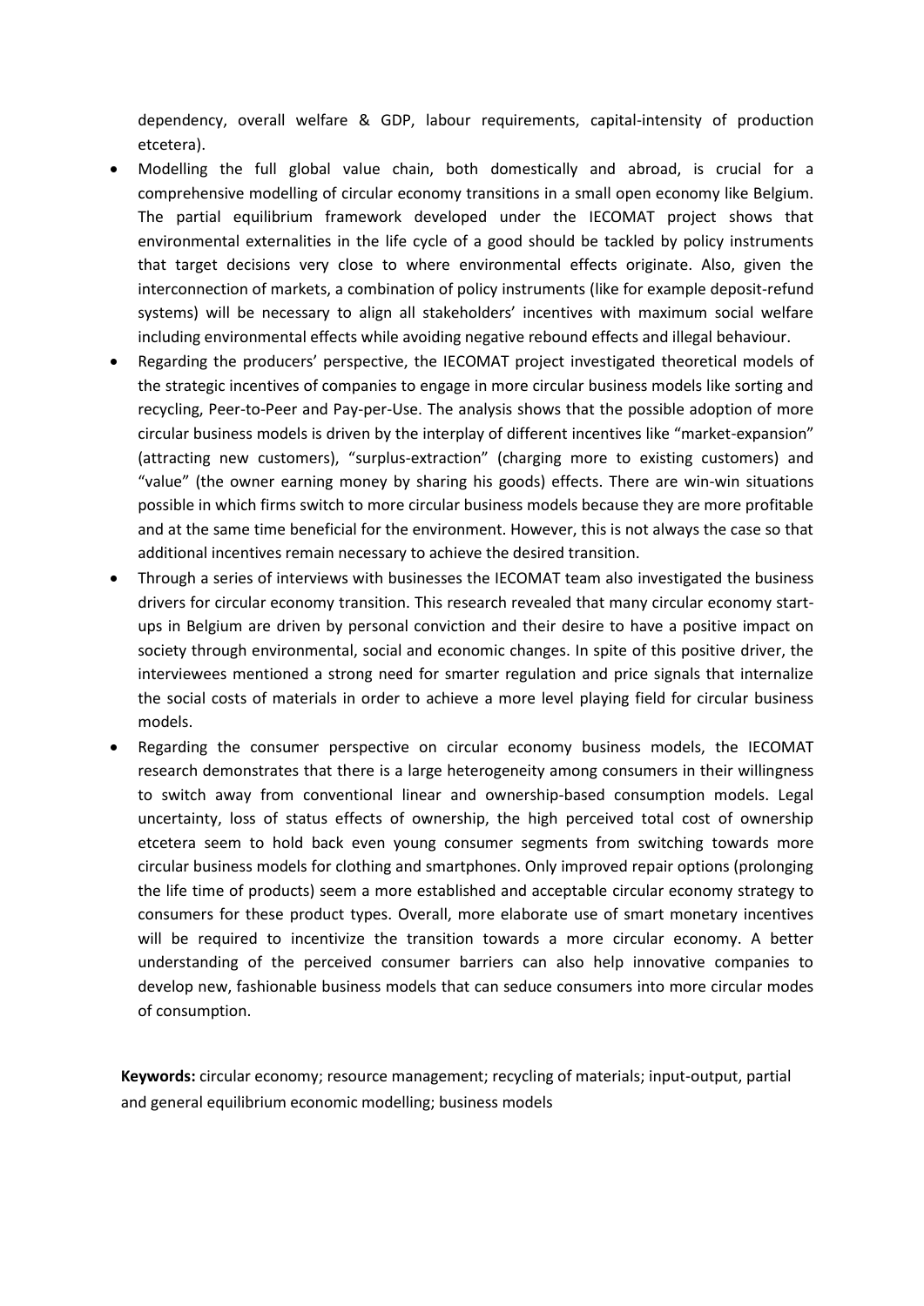dependency, overall welfare & GDP, labour requirements, capital-intensity of production etcetera).

- Modelling the full global value chain, both domestically and abroad, is crucial for a comprehensive modelling of circular economy transitions in a small open economy like Belgium. The partial equilibrium framework developed under the IECOMAT project shows that environmental externalities in the life cycle of a good should be tackled by policy instruments that target decisions very close to where environmental effects originate. Also, given the interconnection of markets, a combination of policy instruments (like for example deposit-refund systems) will be necessary to align all stakeholders' incentives with maximum social welfare including environmental effects while avoiding negative rebound effects and illegal behaviour.
- Regarding the producers' perspective, the IECOMAT project investigated theoretical models of the strategic incentives of companies to engage in more circular business models like sorting and recycling, Peer-to-Peer and Pay-per-Use. The analysis shows that the possible adoption of more circular business models is driven by the interplay of different incentives like "market-expansion" (attracting new customers), "surplus-extraction" (charging more to existing customers) and "value" (the owner earning money by sharing his goods) effects. There are win-win situations possible in which firms switch to more circular business models because they are more profitable and at the same time beneficial for the environment. However, this is not always the case so that additional incentives remain necessary to achieve the desired transition.
- Through a series of interviews with businesses the IECOMAT team also investigated the business drivers for circular economy transition. This research revealed that many circular economy start-ups in Belgium are driven by personal conviction and their desire to have a positive impact on society through environmental, social and economic changes. In spite of this positive driver, the interviewees mentioned a strong need for smarter regulation and price signals that internalize the social costs of materials in order to achieve a more level playing field for circular business models.
- Regarding the consumer perspective on circular economy business models, the IECOMAT research demonstrates that there is a large heterogeneity among consumers in their willingness to switch away from conventional linear and ownership-based consumption models. Legal uncertainty, loss of status effects of ownership, the high perceived total cost of ownership etcetera seem to hold back even young consumer segments from switching towards more circular business models for clothing and smartphones. Only improved repair options (prolonging the life time of products) seem a more established and acceptable circular economy strategy to consumers for these product types. Overall, more elaborate use of smart monetary incentives will be required to incentivize the transition towards a more circular economy. A better understanding of the perceived consumer barriers can also help innovative companies to develop new, fashionable business models that can seduce consumers into more circular modes of consumption.

**Keywords:** circular economy; resource management; recycling of materials; input-output, partial and general equilibrium economic modelling; business models